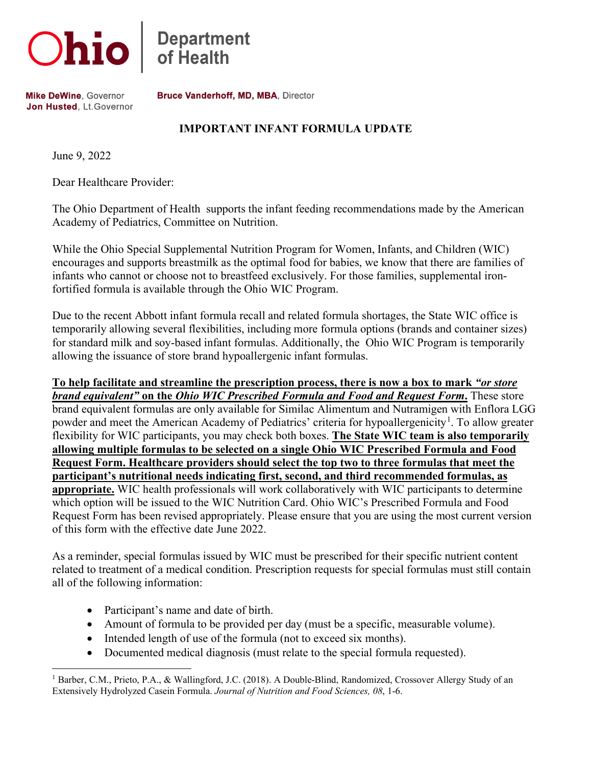Ohio | Department of Health

**Mike DeWine**, Governor
**Jon Husted**, Lt.Governor

**Bruce Vanderhoff, MD, MBA**, Director

## IMPORTANT INFANT FORMULA UPDATE

June 9, 2022

Dear Healthcare Provider:

The Ohio Department of Health supports the infant feeding recommendations made by the American Academy of Pediatrics, Committee on Nutrition.

While the Ohio Special Supplemental Nutrition Program for Women, Infants, and Children (WIC) encourages and supports breastmilk as the optimal food for babies, we know that there are families of infants who cannot or choose not to breastfeed exclusively. For those families, supplemental iron-fortified formula is available through the Ohio WIC Program.

Due to the recent Abbott infant formula recall and related formula shortages, the State WIC office is temporarily allowing several flexibilities, including more formula options (brands and container sizes) for standard milk and soy-based infant formulas. Additionally, the Ohio WIC Program is temporarily allowing the issuance of store brand hypoallergenic infant formulas.

**To help facilitate and streamline the prescription process, there is now a box to mark *"or store brand equivalent"* on the *Ohio WIC Prescribed Formula and Food and Request Form*.** These store brand equivalent formulas are only available for Similac Alimentum and Nutramigen with Enflora LGG powder and meet the American Academy of Pediatrics' criteria for hypoallergenicity[1]. To allow greater flexibility for WIC participants, you may check both boxes. **The State WIC team is also temporarily allowing multiple formulas to be selected on a single Ohio WIC Prescribed Formula and Food Request Form. Healthcare providers should select the top two to three formulas that meet the participant's nutritional needs indicating first, second, and third recommended formulas, as appropriate.** WIC health professionals will work collaboratively with WIC participants to determine which option will be issued to the WIC Nutrition Card. Ohio WIC's Prescribed Formula and Food Request Form has been revised appropriately. Please ensure that you are using the most current version of this form with the effective date June 2022.

As a reminder, special formulas issued by WIC must be prescribed for their specific nutrient content related to treatment of a medical condition. Prescription requests for special formulas must still contain all of the following information:

- Participant's name and date of birth.
- Amount of formula to be provided per day (must be a specific, measurable volume).
- Intended length of use of the formula (not to exceed six months).
- Documented medical diagnosis (must relate to the special formula requested).

[1] Barber, C.M., Prieto, P.A., & Wallingford, J.C. (2018). A Double-Blind, Randomized, Crossover Allergy Study of an Extensively Hydrolyzed Casein Formula. *Journal of Nutrition and Food Sciences, 08*, 1-6.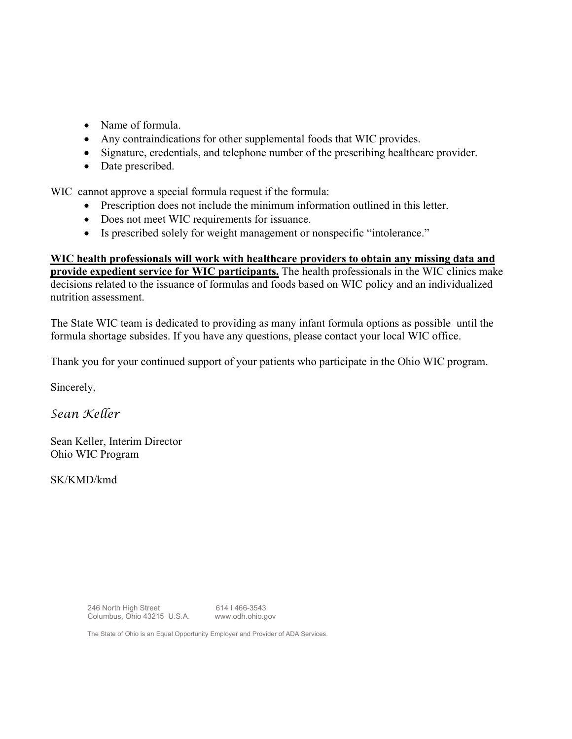- Name of formula.
- Any contraindications for other supplemental foods that WIC provides.
- Signature, credentials, and telephone number of the prescribing healthcare provider.
- Date prescribed.

WIC cannot approve a special formula request if the formula:

- Prescription does not include the minimum information outlined in this letter.
- Does not meet WIC requirements for issuance.
- Is prescribed solely for weight management or nonspecific "intolerance."

**WIC health professionals will work with healthcare providers to obtain any missing data and provide expedient service for WIC participants.** The health professionals in the WIC clinics make decisions related to the issuance of formulas and foods based on WIC policy and an individualized nutrition assessment.

The State WIC team is dedicated to providing as many infant formula options as possible until the formula shortage subsides. If you have any questions, please contact your local WIC office.

Thank you for your continued support of your patients who participate in the Ohio WIC program.

Sincerely,

*Sean Keller*

Sean Keller, Interim Director
Ohio WIC Program

SK/KMD/kmd

246 North High Street
Columbus, Ohio 43215 U.S.A.

614 | 466-3543
www.odh.ohio.gov

The State of Ohio is an Equal Opportunity Employer and Provider of ADA Services.